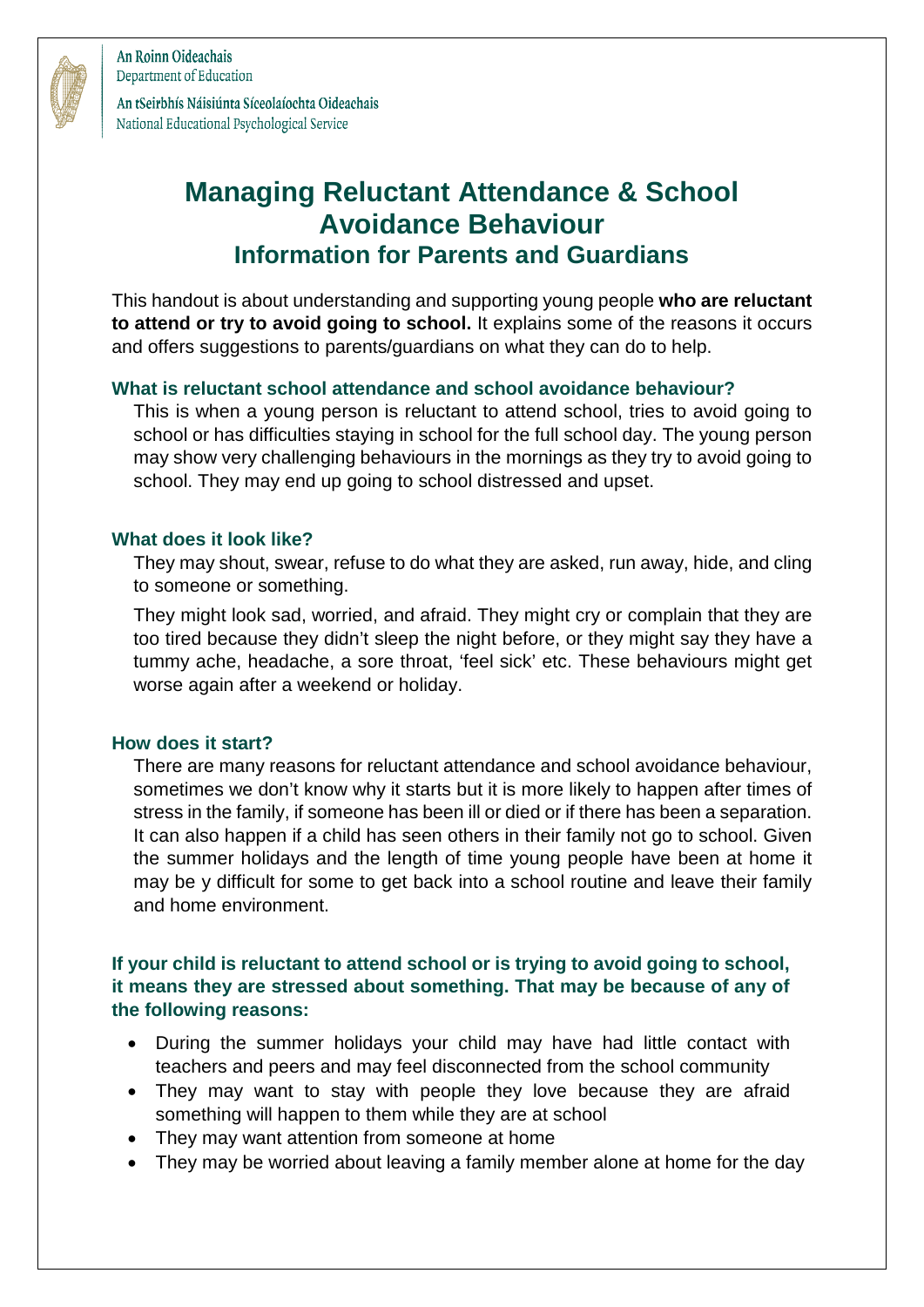An Roinn Oideachais
Department of Education

An tSeirbhís Náisiúnta Síceolaíochta Oideachais
National Educational Psychological Service

# Managing Reluctant Attendance & School Avoidance Behaviour

## Information for Parents and Guardians

This handout is about understanding and supporting young people **who are reluctant to attend or try to avoid going to school.** It explains some of the reasons it occurs and offers suggestions to parents/guardians on what they can do to help.

### What is reluctant school attendance and school avoidance behaviour?

This is when a young person is reluctant to attend school, tries to avoid going to school or has difficulties staying in school for the full school day. The young person may show very challenging behaviours in the mornings as they try to avoid going to school. They may end up going to school distressed and upset.

### What does it look like?

They may shout, swear, refuse to do what they are asked, run away, hide, and cling to someone or something.

They might look sad, worried, and afraid. They might cry or complain that they are too tired because they didn't sleep the night before, or they might say they have a tummy ache, headache, a sore throat, 'feel sick' etc. These behaviours might get worse again after a weekend or holiday.

### How does it start?

There are many reasons for reluctant attendance and school avoidance behaviour, sometimes we don't know why it starts but it is more likely to happen after times of stress in the family, if someone has been ill or died or if there has been a separation. It can also happen if a child has seen others in their family not go to school. Given the summer holidays and the length of time young people have been at home it may be y difficult for some to get back into a school routine and leave their family and home environment.

### If your child is reluctant to attend school or is trying to avoid going to school, it means they are stressed about something. That may be because of any of the following reasons:

- During the summer holidays your child may have had little contact with teachers and peers and may feel disconnected from the school community
- They may want to stay with people they love because they are afraid something will happen to them while they are at school
- They may want attention from someone at home
- They may be worried about leaving a family member alone at home for the day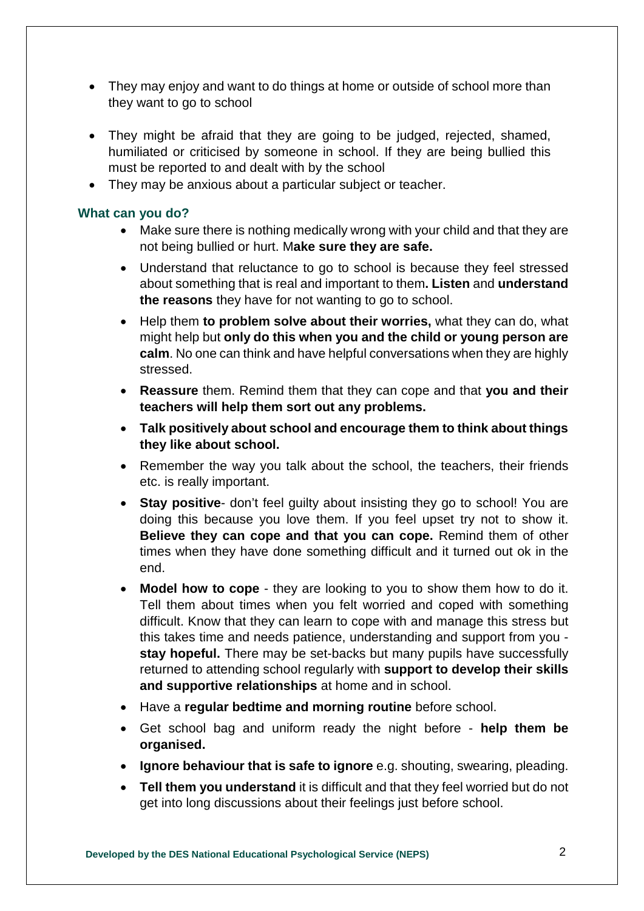- They may enjoy and want to do things at home or outside of school more than they want to go to school
- They might be afraid that they are going to be judged, rejected, shamed, humiliated or criticised by someone in school. If they are being bullied this must be reported to and dealt with by the school
- They may be anxious about a particular subject or teacher.

### What can you do?

- Make sure there is nothing medically wrong with your child and that they are not being bullied or hurt. M**ake sure they are safe.**
- Understand that reluctance to go to school is because they feel stressed about something that is real and important to them**. Listen** and **understand the reasons** they have for not wanting to go to school.
- Help them **to problem solve about their worries,** what they can do, what might help but **only do this when you and the child or young person are calm**. No one can think and have helpful conversations when they are highly stressed.
- **Reassure** them. Remind them that they can cope and that **you and their teachers will help them sort out any problems.**
- **Talk positively about school and encourage them to think about things they like about school.**
- Remember the way you talk about the school, the teachers, their friends etc. is really important.
- **Stay positive**- don't feel guilty about insisting they go to school! You are doing this because you love them. If you feel upset try not to show it. **Believe they can cope and that you can cope.** Remind them of other times when they have done something difficult and it turned out ok in the end.
- **Model how to cope** - they are looking to you to show them how to do it. Tell them about times when you felt worried and coped with something difficult. Know that they can learn to cope with and manage this stress but this takes time and needs patience, understanding and support from you - **stay hopeful.** There may be set-backs but many pupils have successfully returned to attending school regularly with **support to develop their skills and supportive relationships** at home and in school.
- Have a **regular bedtime and morning routine** before school.
- Get school bag and uniform ready the night before - **help them be organised.**
- **Ignore behaviour that is safe to ignore** e.g. shouting, swearing, pleading.
- **Tell them you understand** it is difficult and that they feel worried but do not get into long discussions about their feelings just before school.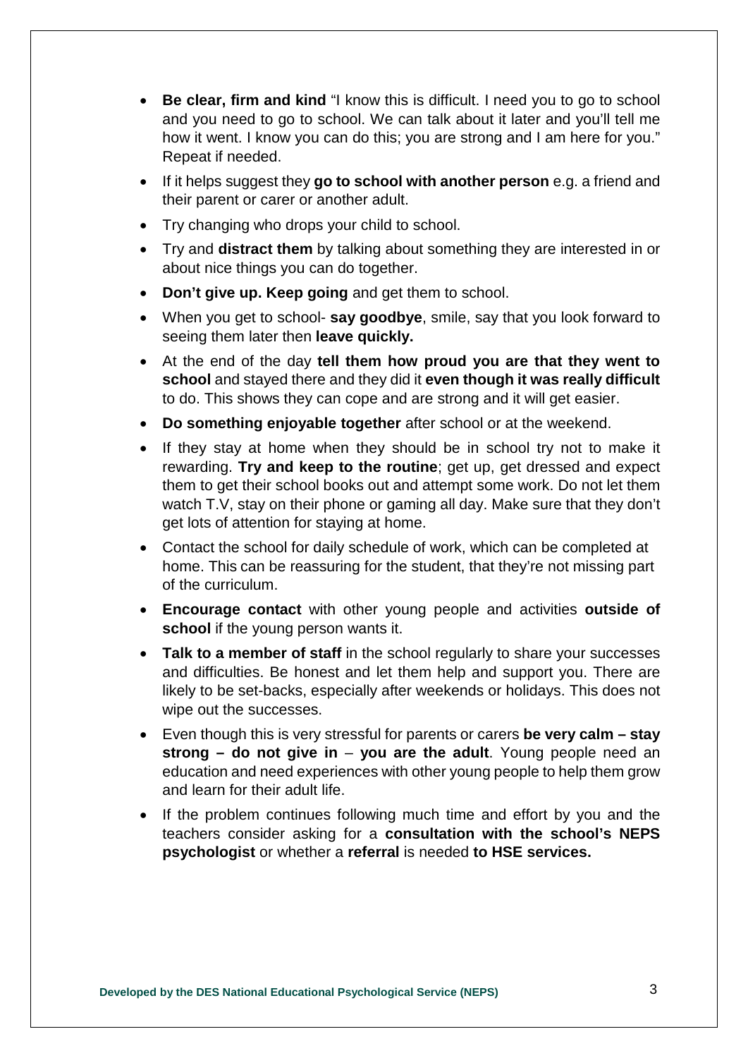- **Be clear, firm and kind** "I know this is difficult. I need you to go to school and you need to go to school. We can talk about it later and you'll tell me how it went. I know you can do this; you are strong and I am here for you." Repeat if needed.
- If it helps suggest they **go to school with another person** e.g. a friend and their parent or carer or another adult.
- Try changing who drops your child to school.
- Try and **distract them** by talking about something they are interested in or about nice things you can do together.
- **Don't give up. Keep going** and get them to school.
- When you get to school- **say goodbye**, smile, say that you look forward to seeing them later then **leave quickly.**
- At the end of the day **tell them how proud you are that they went to school** and stayed there and they did it **even though it was really difficult** to do. This shows they can cope and are strong and it will get easier.
- **Do something enjoyable together** after school or at the weekend.
- If they stay at home when they should be in school try not to make it rewarding. **Try and keep to the routine**; get up, get dressed and expect them to get their school books out and attempt some work. Do not let them watch T.V, stay on their phone or gaming all day. Make sure that they don't get lots of attention for staying at home.
- Contact the school for daily schedule of work, which can be completed at home. This can be reassuring for the student, that they're not missing part of the curriculum.
- **Encourage contact** with other young people and activities **outside of school** if the young person wants it.
- **Talk to a member of staff** in the school regularly to share your successes and difficulties. Be honest and let them help and support you. There are likely to be set-backs, especially after weekends or holidays. This does not wipe out the successes.
- Even though this is very stressful for parents or carers **be very calm – stay strong – do not give in** – **you are the adult**. Young people need an education and need experiences with other young people to help them grow and learn for their adult life.
- If the problem continues following much time and effort by you and the teachers consider asking for a **consultation with the school's NEPS psychologist** or whether a **referral** is needed **to HSE services.**

**Developed by the DES National Educational Psychological Service (NEPS)**